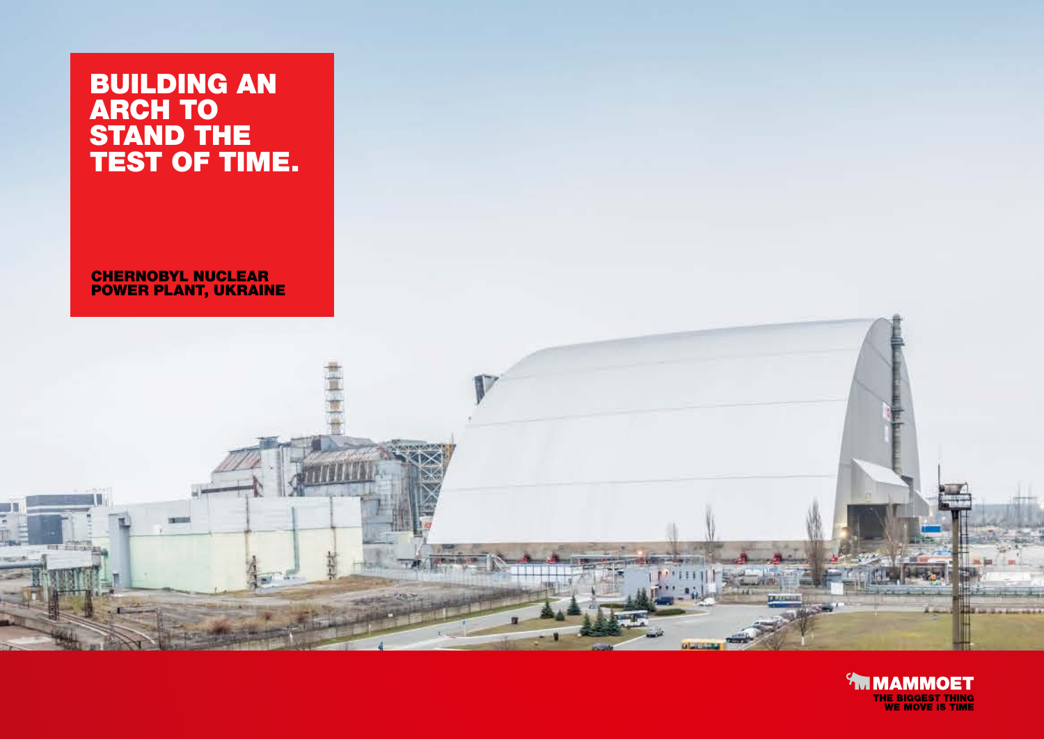# BUILDING AN ARCH TO STAND THE TEST OF TIME.

**CHERNOBYL NUCLEAR POWER PLANT, UKRAINE**

MAMMOET

THE BIGGEST THING WE MOVE IS TIME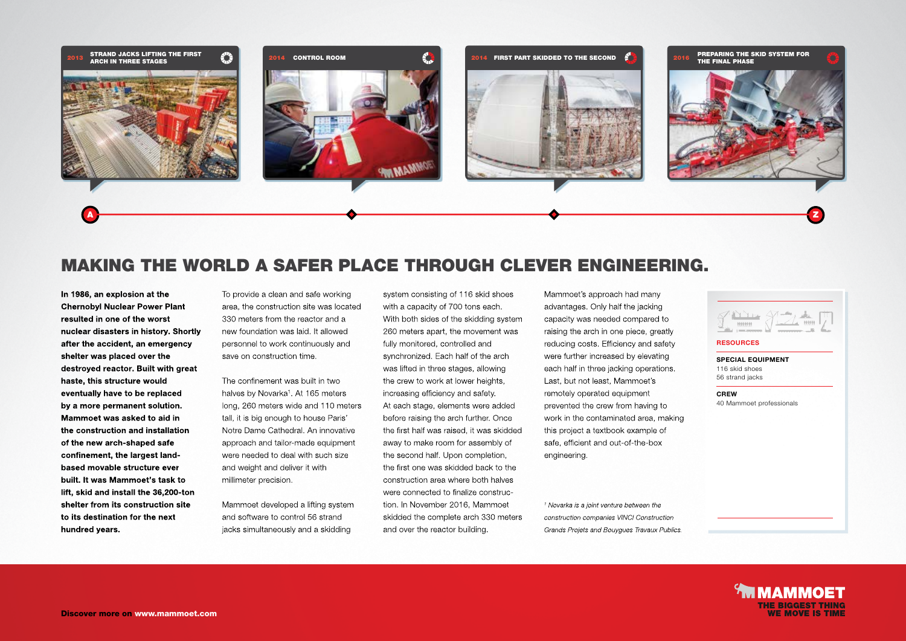**2013** STRAND JACKS LIFTING THE FIRST ARCH IN THREE STAGES

**2014** CONTROL ROOM

**2014** FIRST PART SKIDDED TO THE SECOND

**2016** PREPARING THE SKID SYSTEM FOR THE FINAL PHASE

A

Z

# MAKING THE WORLD A SAFER PLACE THROUGH CLEVER ENGINEERING.

**In 1986, an explosion at the Chernobyl Nuclear Power Plant resulted in one of the worst nuclear disasters in history. Shortly after the accident, an emergency shelter was placed over the destroyed reactor. Built with great haste, this structure would eventually have to be replaced by a more permanent solution. Mammoet was asked to aid in the construction and installation of the new arch-shaped safe confinement, the largest land-based movable structure ever built. It was Mammoet's task to lift, skid and install the 36,200-ton shelter from its construction site to its destination for the next hundred years.**

To provide a clean and safe working area, the construction site was located 330 meters from the reactor and a new foundation was laid. It allowed personnel to work continuously and save on construction time.

The confinement was built in two halves by Novarka[1]. At 165 meters long, 260 meters wide and 110 meters tall, it is big enough to house Paris' Notre Dame Cathedral. An innovative approach and tailor-made equipment were needed to deal with such size and weight and deliver it with millimeter precision.

Mammoet developed a lifting system and software to control 56 strand jacks simultaneously and a skidding system consisting of 116 skid shoes with a capacity of 700 tons each. With both sides of the skidding system 260 meters apart, the movement was fully monitored, controlled and synchronized. Each half of the arch was lifted in three stages, allowing the crew to work at lower heights, increasing efficiency and safety. At each stage, elements were added before raising the arch further. Once the first half was raised, it was skidded away to make room for assembly of the second half. Upon completion, the first one was skidded back to the construction area where both halves were connected to finalize construction. In November 2016, Mammoet skidded the complete arch 330 meters and over the reactor building.

Mammoet's approach had many advantages. Only half the jacking capacity was needed compared to raising the arch in one piece, greatly reducing costs. Efficiency and safety were further increased by elevating each half in three jacking operations. Last, but not least, Mammoet's remotely operated equipment prevented the crew from having to work in the contaminated area, making this project a textbook example of safe, efficient and out-of-the-box engineering.

*[1] Novarka is a joint venture between the construction companies VINCI Construction Grands Projets and Bouygues Travaux Publics.*

**RESOURCES**

**SPECIAL EQUIPMENT**
116 skid shoes
56 strand jacks

**CREW**
40 Mammoet professionals

**Discover more on www.mammoet.com**

MAMMOET
THE BIGGEST THING WE MOVE IS TIME